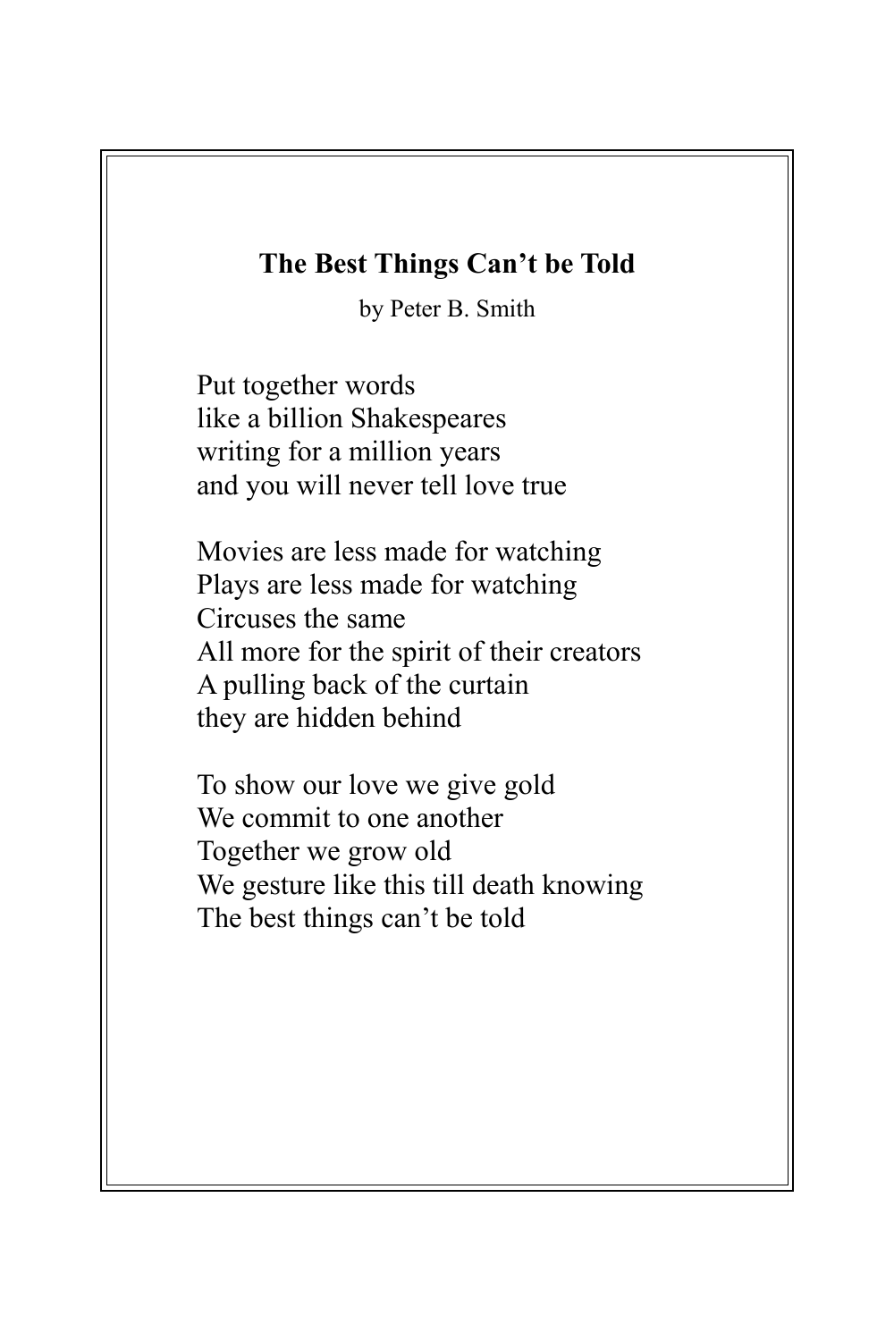# The Best Things Can't be Told

by Peter B. Smith

Put together words
like a billion Shakespeares
writing for a million years
and you will never tell love true

Movies are less made for watching
Plays are less made for watching
Circuses the same
All more for the spirit of their creators
A pulling back of the curtain
they are hidden behind

To show our love we give gold
We commit to one another
Together we grow old
We gesture like this till death knowing
The best things can't be told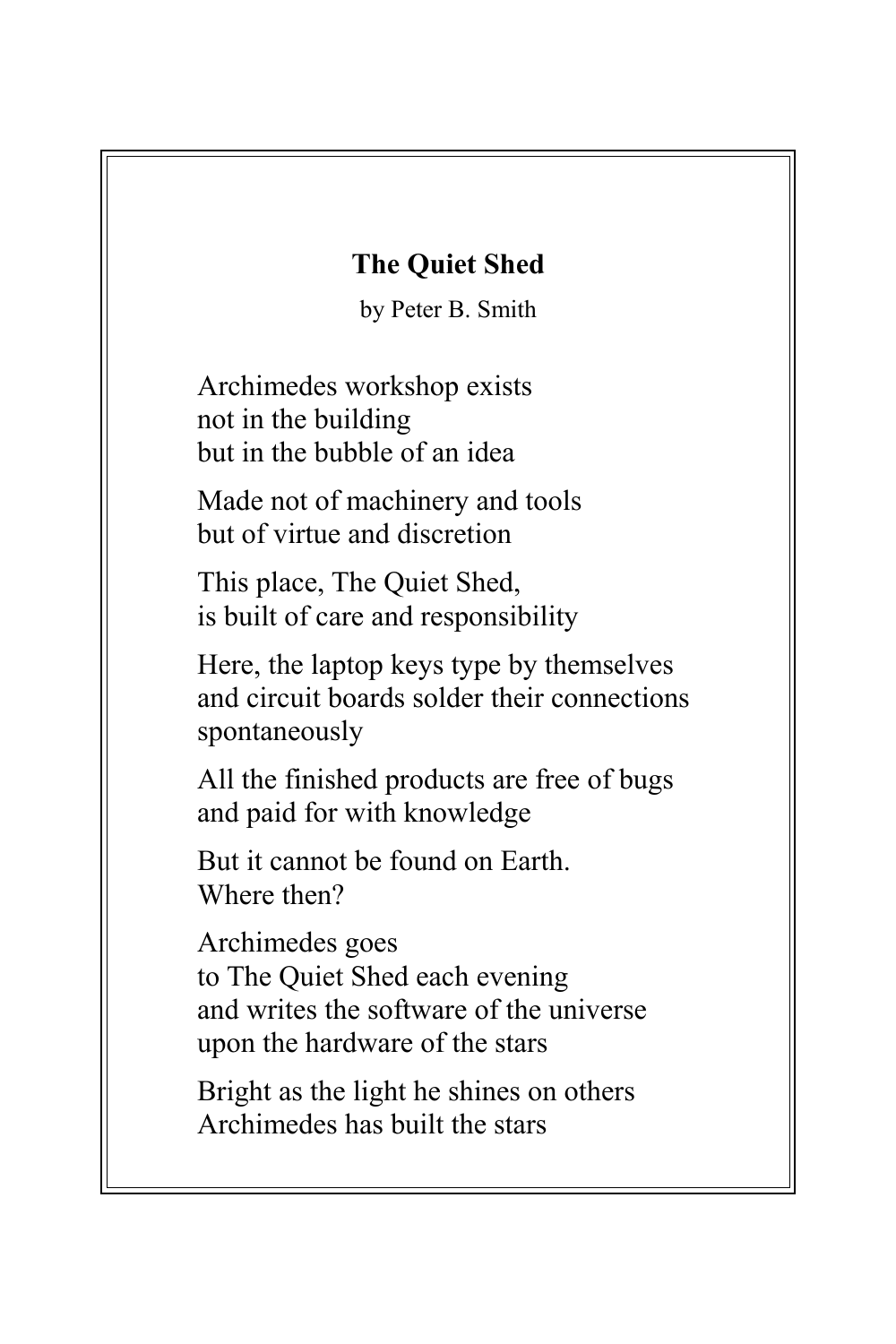**The Quiet Shed**

by Peter B. Smith

Archimedes workshop exists
not in the building
but in the bubble of an idea

Made not of machinery and tools
but of virtue and discretion

This place, The Quiet Shed,
is built of care and responsibility

Here, the laptop keys type by themselves
and circuit boards solder their connections
spontaneously

All the finished products are free of bugs
and paid for with knowledge

But it cannot be found on Earth.
Where then?

Archimedes goes
to The Quiet Shed each evening
and writes the software of the universe
upon the hardware of the stars

Bright as the light he shines on others
Archimedes has built the stars